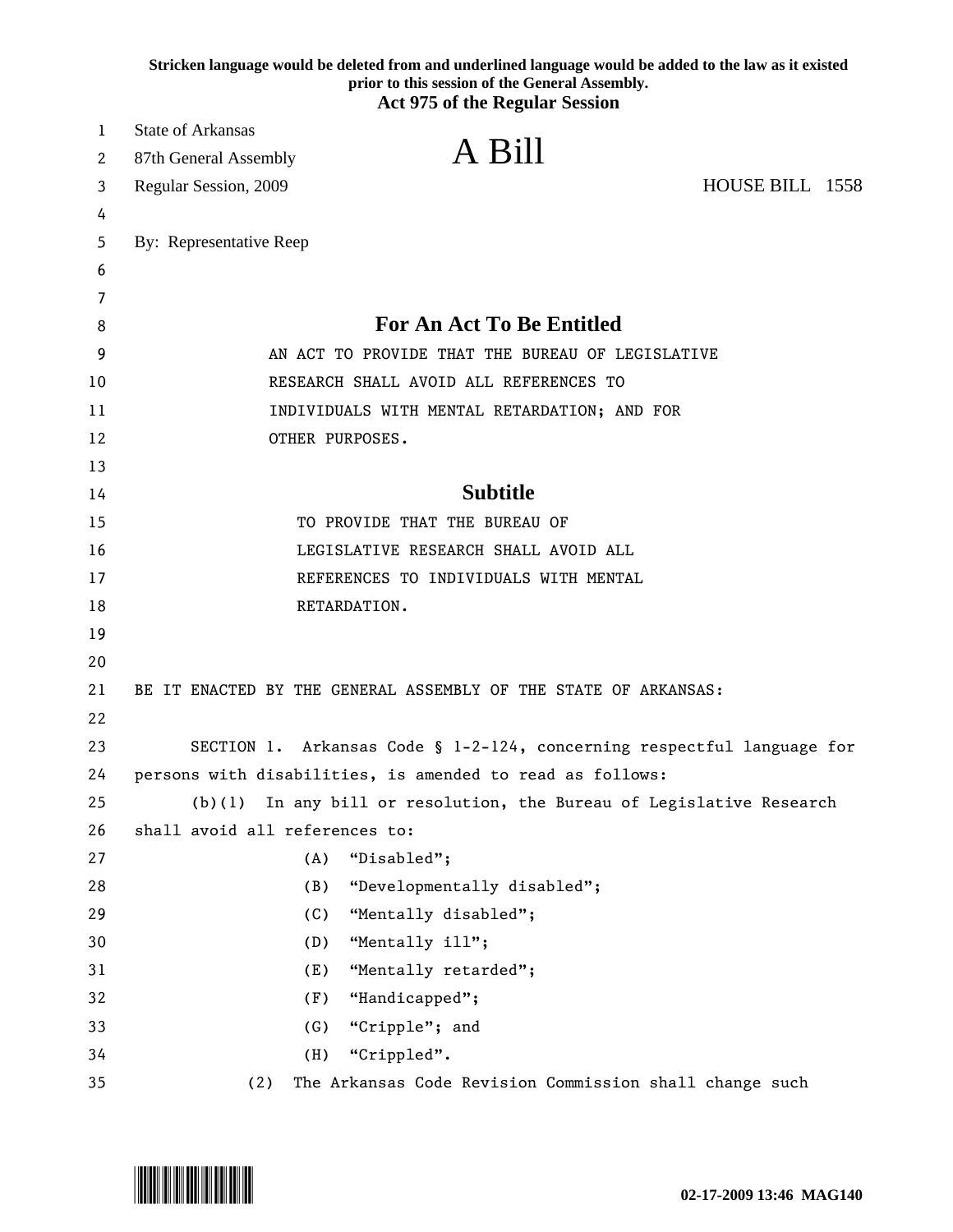Stricken language would be deleted from and underlined language would be added to the law as it existed prior to this session of the General Assembly.

**Act 975 of the Regular Session**

State of Arkansas
87th General Assembly
Regular Session, 2009

# A Bill

HOUSE BILL 1558

By: Representative Reep

## For An Act To Be Entitled

AN ACT TO PROVIDE THAT THE BUREAU OF LEGISLATIVE RESEARCH SHALL AVOID ALL REFERENCES TO INDIVIDUALS WITH MENTAL RETARDATION; AND FOR OTHER PURPOSES.

## Subtitle

TO PROVIDE THAT THE BUREAU OF LEGISLATIVE RESEARCH SHALL AVOID ALL REFERENCES TO INDIVIDUALS WITH MENTAL RETARDATION.

BE IT ENACTED BY THE GENERAL ASSEMBLY OF THE STATE OF ARKANSAS:

SECTION 1. Arkansas Code § 1-2-124, concerning respectful language for persons with disabilities, is amended to read as follows:

(b)(1) In any bill or resolution, the Bureau of Legislative Research shall avoid all references to:

(A) "Disabled";

(B) "Developmentally disabled";

(C) "Mentally disabled";

(D) "Mentally ill";

(E) "Mentally retarded";

(F) "Handicapped";

(G) "Cripple"; and

(H) "Crippled".

(2) The Arkansas Code Revision Commission shall change such

02-17-2009 13:46 MAG140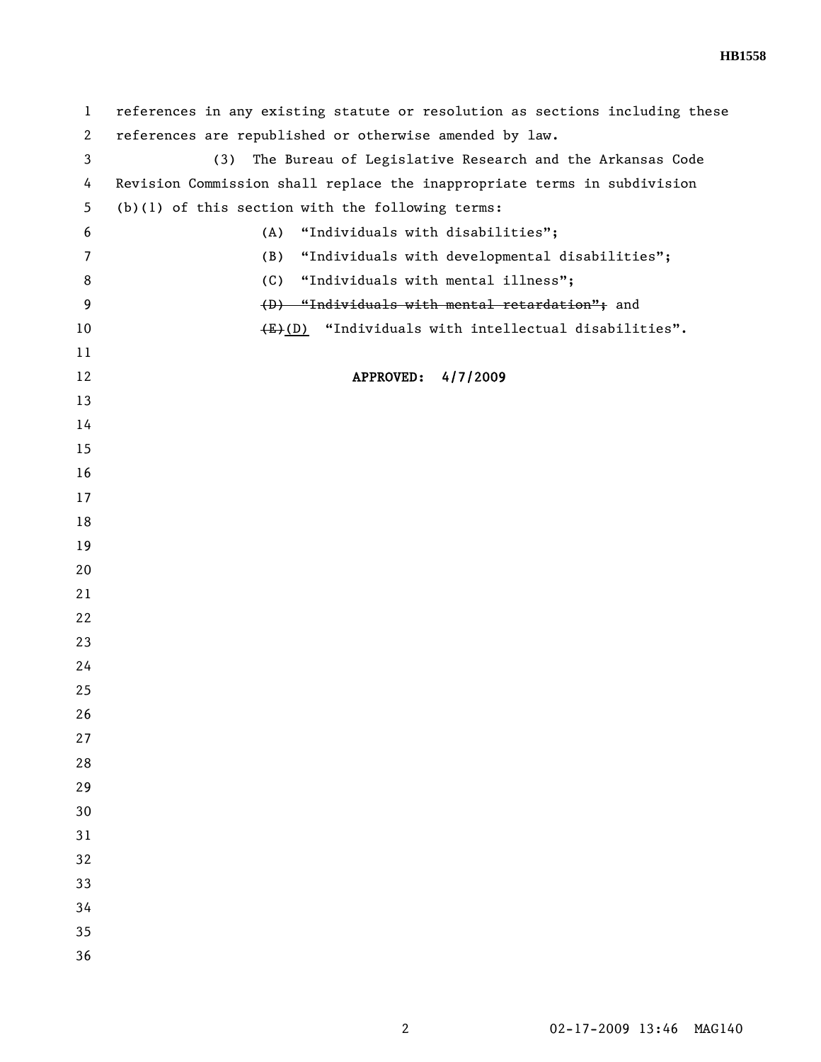references in any existing statute or resolution as sections including these references are republished or otherwise amended by law.

(3) The Bureau of Legislative Research and the Arkansas Code Revision Commission shall replace the inappropriate terms in subdivision (b)(1) of this section with the following terms:

(A) "Individuals with disabilities";

(B) "Individuals with developmental disabilities";

(C) "Individuals with mental illness";

~~(D) "Individuals with mental retardation";~~ and

~~(E)~~(D) "Individuals with intellectual disabilities".

**APPROVED: 4/7/2009**

02-17-2009 13:46 MAG140